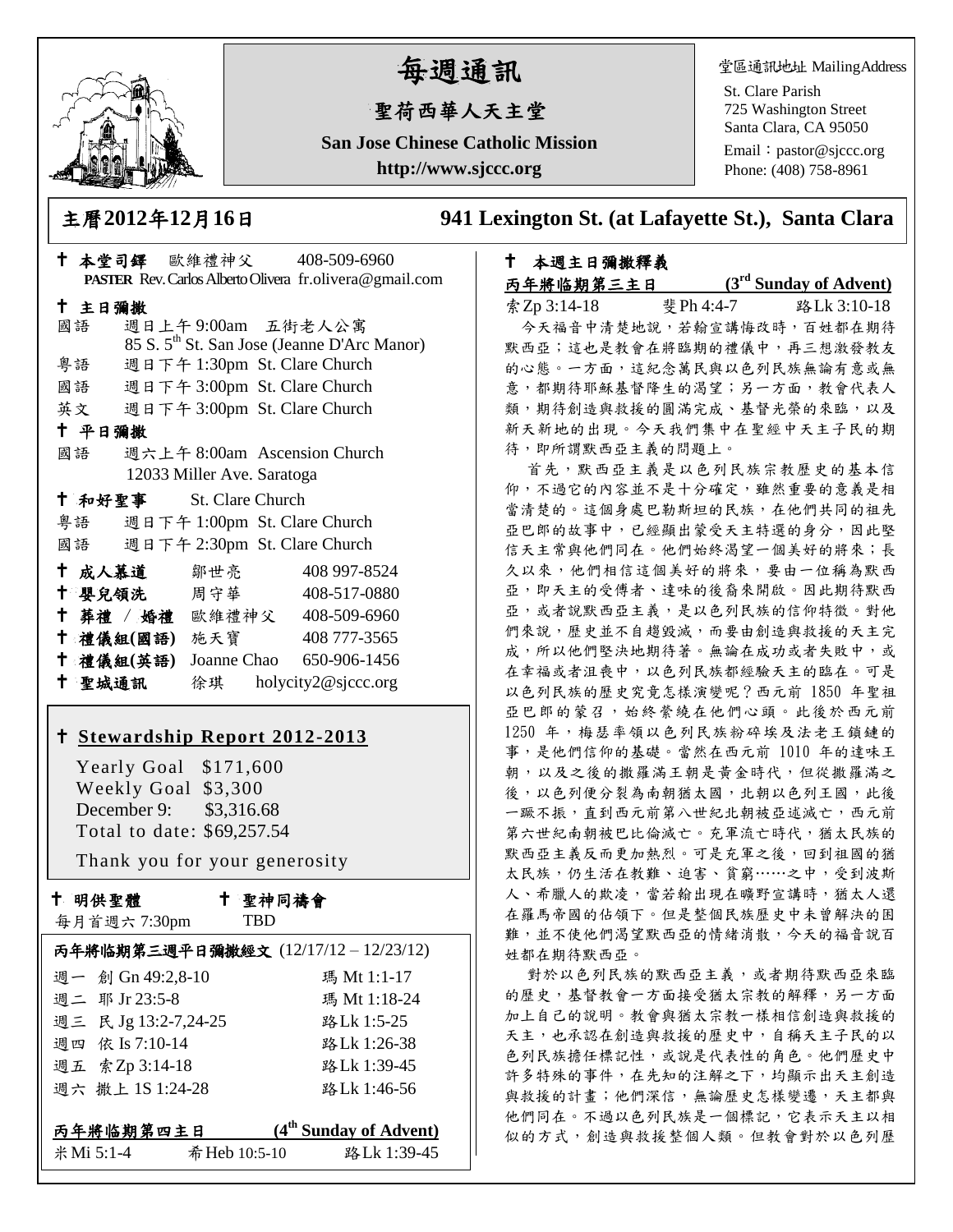# 每週通訊

## 聖荷西華人天主堂

**San Jose Chinese Catholic Mission**

**http://www.sjccc.org**

堂區通訊地址 MailingAddress

St. Clare Parish
725 Washington Street
Santa Clara, CA 95050
Email：pastor@sjccc.org
Phone: (408) 758-8961

## 主曆2012年12月16日 　　941 Lexington St. (at Lafayette St.), Santa Clara

✝ **本堂司鐸** 歐維禮神父 408-509-6960
**PASTER** Rev. Carlos Alberto Olivera fr.olivera@gmail.com

✝ **主日彌撒**

國語 週日上午 9:00am 五街老人公寓
85 S. 5th St. San Jose (Jeanne D'Arc Manor)

粵語 週日下午 1:30pm St. Clare Church

國語 週日下午 3:00pm St. Clare Church

英文 週日下午 3:00pm St. Clare Church

✝ **平日彌撒**

國語 週六上午 8:00am Ascension Church
12033 Miller Ave. Saratoga

✝ **和好聖事** St. Clare Church

粵語 週日下午 1:00pm St. Clare Church

國語 週日下午 2:30pm St. Clare Church

| | | |
|---|---|---|
| ✝ **成人慕道** | 鄒世亮 | 408 997-8524 |
| ✝ **嬰兒領洗** | 周守華 | 408-517-0880 |
| ✝ **葬禮 / 婚禮** | 歐維禮神父 | 408-509-6960 |
| ✝ **禮儀組(國語)** | 施天寶 | 408 777-3565 |
| ✝ **禮儀組(英語)** | Joanne Chao | 650-906-1456 |
| ✝ **聖城通訊** | 徐琪 | holycity2@sjccc.org |

✝ **Stewardship Report 2012-2013**

Yearly Goal $171,600
Weekly Goal $3,300
December 9: $3,316.68
Total to date: $69,257.54

Thank you for your generosity

✝ **明供聖體** 每月首週六 7:30pm

✝ **聖神同禱會** TBD

**丙年將臨期第三週平日彌撒經文** (12/17/12 – 12/23/12)

| | | |
|---|---|---|
| 週一 | 創 Gn 49:2,8-10 | 瑪 Mt 1:1-17 |
| 週二 | 耶 Jr 23:5-8 | 瑪 Mt 1:18-24 |
| 週三 | 民 Jg 13:2-7,24-25 | 路Lk 1:5-25 |
| 週四 | 依 Is 7:10-14 | 路Lk 1:26-38 |
| 週五 | 索Zp 3:14-18 | 路Lk 1:39-45 |
| 週六 | 撒上 1S 1:24-28 | 路Lk 1:46-56 |

**丙年將臨期第四主日** **(4th Sunday of Advent)**

米Mi 5:1-4 　希Heb 10:5-10 　路Lk 1:39-45

✝ **本週主日彌撒釋義**

**丙年將臨期第三主日** **(3rd Sunday of Advent)**

索Zp 3:14-18 　斐Ph 4:4-7 　路Lk 3:10-18

今天福音中清楚地說，若翰宣講悔改時，百姓都在期待默西亞；這也是教會在將臨期的禮儀中，再三想激發教友的心態。一方面，這紀念萬民與以色列民族無論有意或無意，都期待耶穌基督降生的渴望；另一方面，教會代表人類，期待創造與救援的圓滿完成、基督光榮的來臨，以及新天新地的出現。今天我們集中在聖經中天主子民的期待，即所謂默西亞主義的問題上。

首先，默西亞主義是以色列民族宗教歷史的基本信仰，不過它的內容並不是十分確定，雖然重要的意義是相當清楚的。這個身處巴勒斯坦的民族，在他們共同的祖先亞巴郎的故事中，已經顯出蒙受天主特選的身分，因此堅信天主常與他們同在。他們始終渴望一個美好的將來；長久以來，他們相信這個美好的將來，要由一位稱為默西亞，即天主的受傅者、達味的後裔來開啟。因此期待默西亞，或者說默西亞主義，是以色列民族的信仰特徵。對他們來說，歷史並不自趨毀滅，而要由創造與救援的天主完成，所以他們堅決地期待著。無論在成功或者失敗中，或在幸福或者沮喪中，以色列民族都經驗天主的臨在。可是以色列民族的歷史究竟怎樣演變呢？西元前 1850 年聖祖亞巴郎的蒙召，始終縈繞在他們心頭。此後於西元前 1250 年，梅瑟率領以色列民族粉碎埃及法老王鎖鏈的事，是他們信仰的基礎。當然在西元前 1010 年的達味王朝，以及之後的撒羅滿王朝是黃金時代，但從撒羅滿之後，以色列便分裂為南朝猶太國，北朝以色列王國，此後一蹶不振，直到西元前第八世紀北朝被亞述滅亡，西元前第六世紀南朝被巴比倫滅亡。充軍流亡時代，猶太民族的默西亞主義反而更加熱烈。可是充軍之後，回到祖國的猶太民族，仍生活在教難、迫害、貧窮……之中，受到波斯人、希臘人的欺凌，當若翰出現在曠野宣講時，猶太人還在羅馬帝國的佔領下。但是整個民族歷史中未曾解決的困難，並不使他們渴望默西亞的情緒消散，今天的福音說百姓都在期待默西亞。

對於以色列民族的默西亞主義，或者期待默西亞來臨的歷史，基督教會一方面接受猶太宗教的解釋，另一方面加上自己的說明。教會與猶太宗教一樣相信創造與救援的天主，也承認在創造與救援的歷史中，自稱天主子民的以色列民族擔任標記性，或說是代表性的角色。他們歷史中許多特殊的事件，在先知的注解之下，均顯示出天主創造與救援的計畫；他們深信，無論歷史怎樣變遷，天主都與他們同在。不過以色列民族是一個標記，它表示天主以相似的方式，創造與救援整個人類。但教會對於以色列歷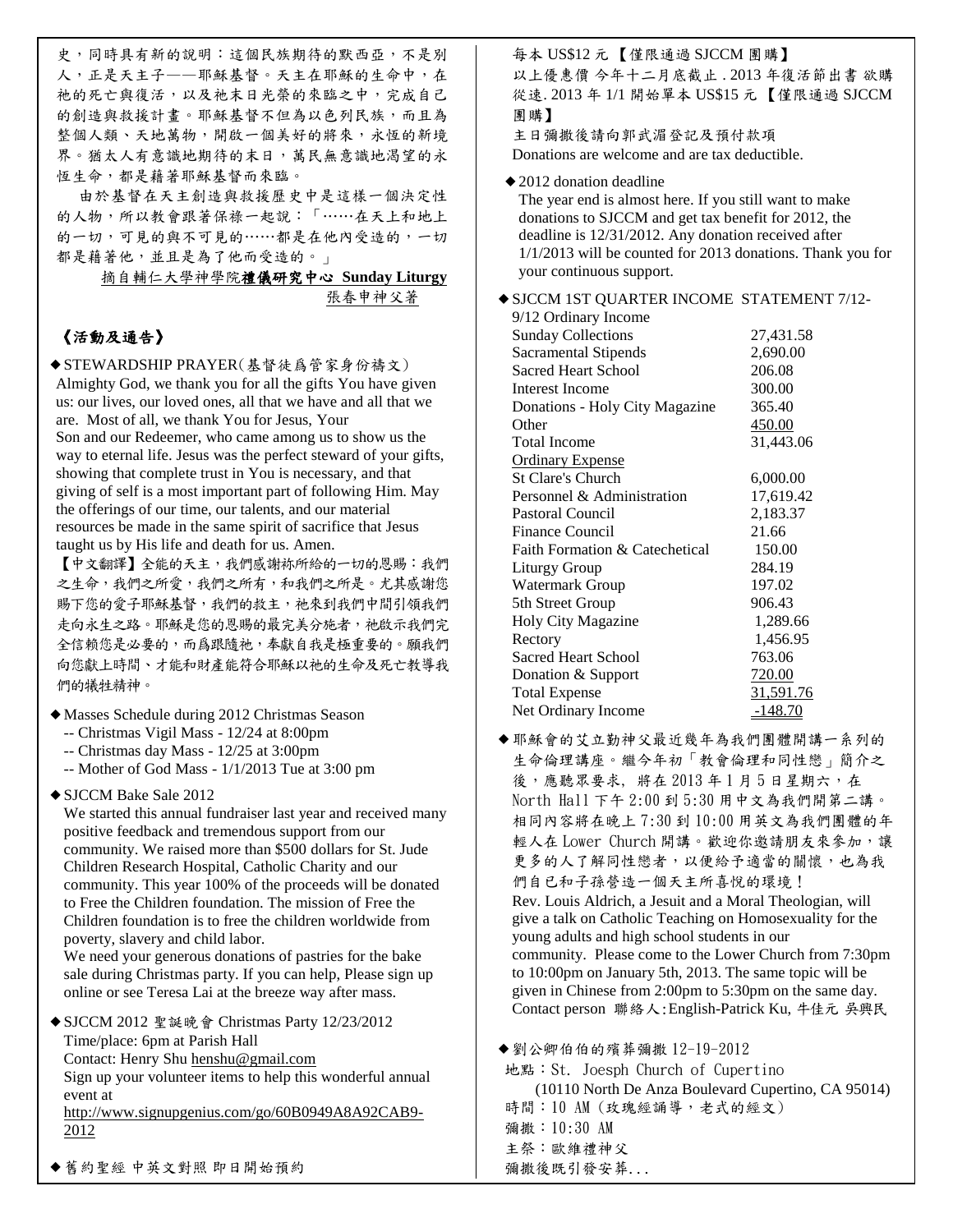史，同時具有新的說明：這個民族期待的默西亞，不是別人，正是天主子——耶穌基督。天主在耶穌的生命中，在祂的死亡與復活，以及祂末日光榮的來臨之中，完成自己的創造與救援計畫。耶穌基督不但為以色列民族，而且為整個人類、天地萬物，開啟一個美好的將來，永恆的新境界。猶太人有意識地期待的末日，萬民無意識地渴望的永恆生命，都是藉著耶穌基督而來臨。

由於基督在天主創造與救援歷史中是這樣一個決定性的人物，所以教會跟著保祿一起說：「……在天上和地上的一切，可見的與不可見的……都是在他內受造的，一切都是藉著他，並且是為了他而受造的。」

摘自輔仁大學神學院**禮儀研究中心 Sunday Liturgy**
張春申神父著

## 《活動及通告》

◆STEWARDSHIP PRAYER(基督徒爲管家身份禱文)

Almighty God, we thank you for all the gifts You have given us: our lives, our loved ones, all that we have and all that we are. Most of all, we thank You for Jesus, Your Son and our Redeemer, who came among us to show us the way to eternal life. Jesus was the perfect steward of your gifts, showing that complete trust in You is necessary, and that giving of self is a most important part of following Him. May the offerings of our time, our talents, and our material resources be made in the same spirit of sacrifice that Jesus taught us by His life and death for us. Amen.

【中文翻譯】全能的天主，我們感謝祢所給的一切的恩賜：我們之生命，我們之所愛，我們之所有，和我們之所是。尤其感謝您賜下您的愛子耶穌基督，我們的救主，祂來到我們中間引領我們走向永生之路。耶穌是您的恩賜的最完美分施者，祂啟示我們完全信賴您是必要的，而爲跟隨祂，奉獻自我是極重要的。願我們向您獻上時間、才能和財產能符合耶穌以祂的生命及死亡教導我們的犧牲精神。

◆Masses Schedule during 2012 Christmas Season
- -- Christmas Vigil Mass - 12/24 at 8:00pm
- -- Christmas day Mass - 12/25 at 3:00pm
- -- Mother of God Mass - 1/1/2013 Tue at 3:00 pm

◆SJCCM Bake Sale 2012

We started this annual fundraiser last year and received many positive feedback and tremendous support from our community. We raised more than $500 dollars for St. Jude Children Research Hospital, Catholic Charity and our community. This year 100% of the proceeds will be donated to Free the Children foundation. The mission of Free the Children foundation is to free the children worldwide from poverty, slavery and child labor.

We need your generous donations of pastries for the bake sale during Christmas party. If you can help, Please sign up online or see Teresa Lai at the breeze way after mass.

◆SJCCM 2012 聖誕晚會 Christmas Party 12/23/2012

Time/place: 6pm at Parish Hall

Contact: Henry Shu henshu@gmail.com

Sign up your volunteer items to help this wonderful annual event at

http://www.signupgenius.com/go/60B0949A8A92CAB9-2012

◆舊約聖經 中英文對照 即日開始預約

每本 US$12 元 【僅限通過 SJCCM 團購】

以上優惠價 今年十二月底截止 . 2013 年復活節出書 欲購從速. 2013 年 1/1 開始單本 US$15 元 【僅限通過 SJCCM 團購】

主日彌撒後請向郭武湄登記及預付款項

Donations are welcome and are tax deductible.

◆2012 donation deadline

The year end is almost here. If you still want to make donations to SJCCM and get tax benefit for 2012, the deadline is 12/31/2012. Any donation received after 1/1/2013 will be counted for 2013 donations. Thank you for your continuous support.

◆SJCCM 1ST QUARTER INCOME STATEMENT 7/12-9/12 Ordinary Income

| | |
|---|---|
| Sunday Collections | 27,431.58 |
| Sacramental Stipends | 2,690.00 |
| Sacred Heart School | 206.08 |
| Interest Income | 300.00 |
| Donations - Holy City Magazine | 365.40 |
| Other | 450.00 |
| Total Income | 31,443.06 |
| Ordinary Expense | |
| St Clare's Church | 6,000.00 |
| Personnel & Administration | 17,619.42 |
| Pastoral Council | 2,183.37 |
| Finance Council | 21.66 |
| Faith Formation & Catechetical | 150.00 |
| Liturgy Group | 284.19 |
| Watermark Group | 197.02 |
| 5th Street Group | 906.43 |
| Holy City Magazine | 1,289.66 |
| Rectory | 1,456.95 |
| Sacred Heart School | 763.06 |
| Donation & Support | 720.00 |
| Total Expense | 31,591.76 |
| Net Ordinary Income | -148.70 |

◆耶穌會的艾立勤神父最近幾年為我們團體開講一系列的生命倫理講座。繼今年初「教會倫理和同性戀」簡介之後，應聽眾要求, 將在 2013 年 1 月 5 日星期六，在 North Hall 下午 2:00 到 5:30 用中文為我們開第二講。相同內容將在晚上 7:30 到 10:00 用英文為我們團體的年輕人在 Lower Church 開講。歡迎你邀請朋友來參加，讓更多的人了解同性戀者，以便給予適當的關懷，也為我們自已和子孫營造一個天主所喜悅的環境！

Rev. Louis Aldrich, a Jesuit and a Moral Theologian, will give a talk on Catholic Teaching on Homosexuality for the young adults and high school students in our community. Please come to the Lower Church from 7:30pm to 10:00pm on January 5th, 2013. The same topic will be given in Chinese from 2:00pm to 5:30pm on the same day.

Contact person 聯絡人:English-Patrick Ku, 牛佳元 吳興民

◆劉公卿伯伯的殯葬彌撒 12-19-2012

地點：St. Joesph Church of Cupertino
(10110 North De Anza Boulevard Cupertino, CA 95014)

時間：10 AM（玫瑰經誦導，老式的經文）

彌撒：10:30 AM

主祭：歐維禮神父

彌撒後既引發安葬...